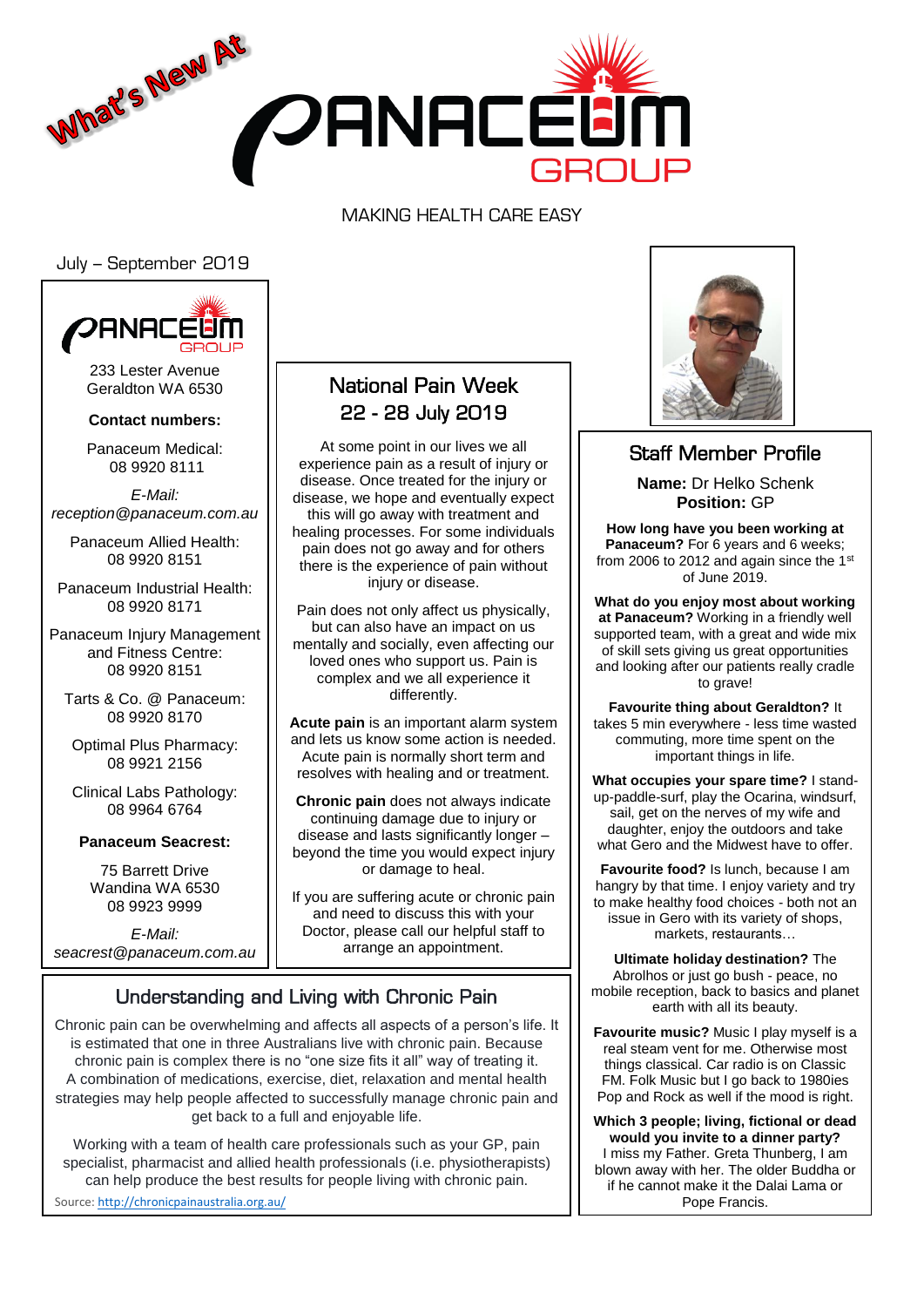What's New At

# PANACEUM GROUP

MAKING HEALTH CARE EASY

July – September 2019

PANACEUM GROUP

233 Lester Avenue
Geraldton WA 6530

**Contact numbers:**

Panaceum Medical:
08 9920 8111

*E-Mail:*
*reception@panaceum.com.au*

Panaceum Allied Health:
08 9920 8151

Panaceum Industrial Health:
08 9920 8171

Panaceum Injury Management and Fitness Centre:
08 9920 8151

Tarts & Co. @ Panaceum:
08 9920 8170

Optimal Plus Pharmacy:
08 9921 2156

Clinical Labs Pathology:
08 9964 6764

**Panaceum Seacrest:**

75 Barrett Drive
Wandina WA 6530
08 9923 9999

*E-Mail:*
*seacrest@panaceum.com.au*

## National Pain Week 22 - 28 July 2019

At some point in our lives we all experience pain as a result of injury or disease. Once treated for the injury or disease, we hope and eventually expect this will go away with treatment and healing processes. For some individuals pain does not go away and for others there is the experience of pain without injury or disease.

Pain does not only affect us physically, but can also have an impact on us mentally and socially, even affecting our loved ones who support us. Pain is complex and we all experience it differently.

**Acute pain** is an important alarm system and lets us know some action is needed. Acute pain is normally short term and resolves with healing and or treatment.

**Chronic pain** does not always indicate continuing damage due to injury or disease and lasts significantly longer – beyond the time you would expect injury or damage to heal.

If you are suffering acute or chronic pain and need to discuss this with your Doctor, please call our helpful staff to arrange an appointment.

## Understanding and Living with Chronic Pain

Chronic pain can be overwhelming and affects all aspects of a person's life. It is estimated that one in three Australians live with chronic pain. Because chronic pain is complex there is no "one size fits it all" way of treating it. A combination of medications, exercise, diet, relaxation and mental health strategies may help people affected to successfully manage chronic pain and get back to a full and enjoyable life.

Working with a team of health care professionals such as your GP, pain specialist, pharmacist and allied health professionals (i.e. physiotherapists) can help produce the best results for people living with chronic pain.

Source: http://chronicpainaustralia.org.au/

## Staff Member Profile

**Name:** Dr Helko Schenk
**Position:** GP

**How long have you been working at Panaceum?** For 6 years and 6 weeks; from 2006 to 2012 and again since the 1st of June 2019.

**What do you enjoy most about working at Panaceum?** Working in a friendly well supported team, with a great and wide mix of skill sets giving us great opportunities and looking after our patients really cradle to grave!

**Favourite thing about Geraldton?** It takes 5 min everywhere - less time wasted commuting, more time spent on the important things in life.

**What occupies your spare time?** I stand-up-paddle-surf, play the Ocarina, windsurf, sail, get on the nerves of my wife and daughter, enjoy the outdoors and take what Gero and the Midwest have to offer.

**Favourite food?** Is lunch, because I am hangry by that time. I enjoy variety and try to make healthy food choices - both not an issue in Gero with its variety of shops, markets, restaurants…

**Ultimate holiday destination?** The Abrolhos or just go bush - peace, no mobile reception, back to basics and planet earth with all its beauty.

**Favourite music?** Music I play myself is a real steam vent for me. Otherwise most things classical. Car radio is on Classic FM. Folk Music but I go back to 1980ies Pop and Rock as well if the mood is right.

**Which 3 people; living, fictional or dead would you invite to a dinner party?** I miss my Father. Greta Thunberg, I am blown away with her. The older Buddha or if he cannot make it the Dalai Lama or Pope Francis.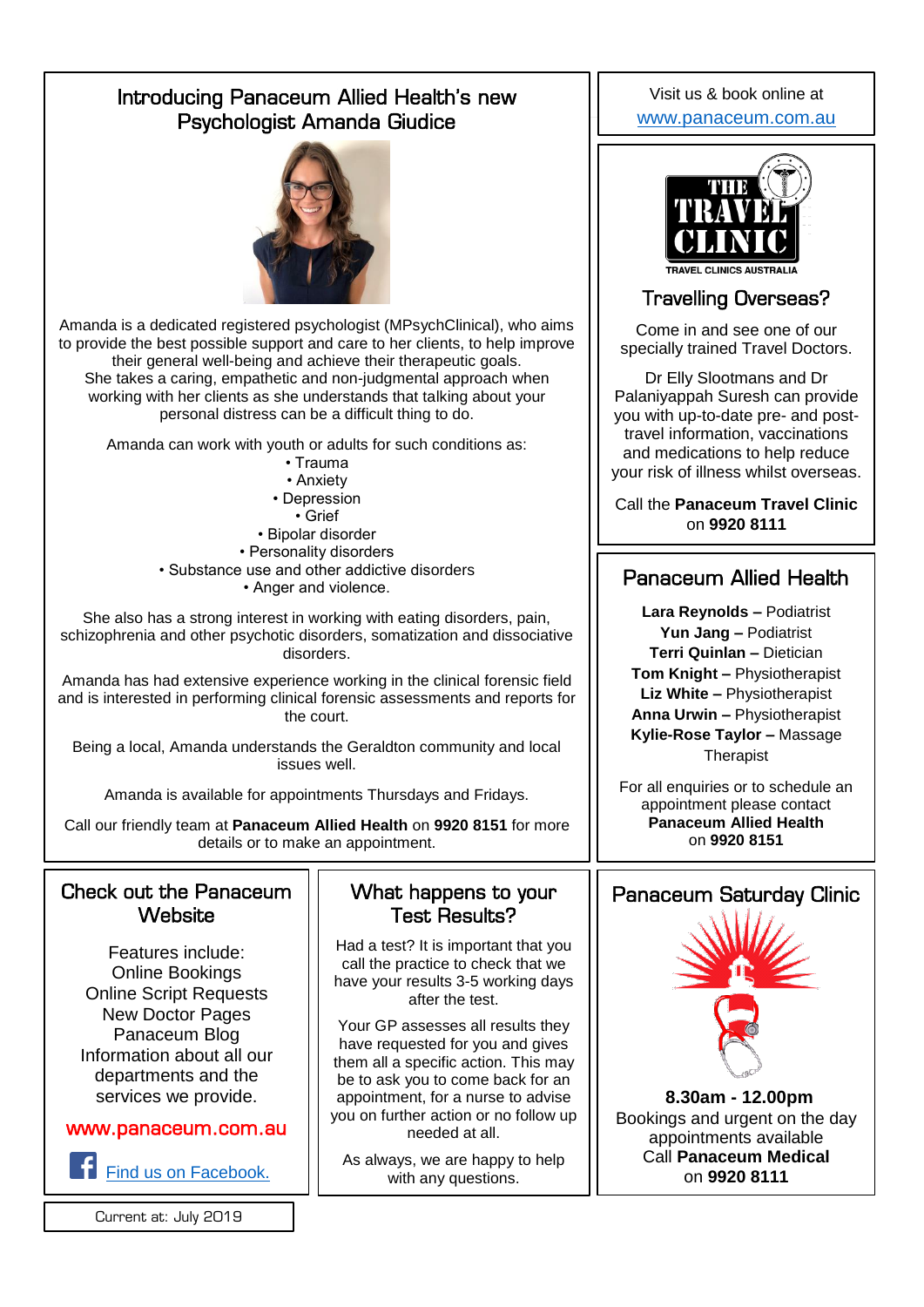## Introducing Panaceum Allied Health's new Psychologist Amanda Giudice

Amanda is a dedicated registered psychologist (MPsychClinical), who aims to provide the best possible support and care to her clients, to help improve their general well-being and achieve their therapeutic goals.
She takes a caring, empathetic and non-judgmental approach when working with her clients as she understands that talking about your personal distress can be a difficult thing to do.

Amanda can work with youth or adults for such conditions as:

- Trauma
- Anxiety
- Depression
- Grief
- Bipolar disorder
- Personality disorders
- Substance use and other addictive disorders
- Anger and violence.

She also has a strong interest in working with eating disorders, pain, schizophrenia and other psychotic disorders, somatization and dissociative disorders.

Amanda has had extensive experience working in the clinical forensic field and is interested in performing clinical forensic assessments and reports for the court.

Being a local, Amanda understands the Geraldton community and local issues well.

Amanda is available for appointments Thursdays and Fridays.

Call our friendly team at **Panaceum Allied Health** on **9920 8151** for more details or to make an appointment.

Visit us & book online at
www.panaceum.com.au

THE TRAVEL CLINIC
TRAVEL CLINICS AUSTRALIA

## Travelling Overseas?

Come in and see one of our specially trained Travel Doctors.

Dr Elly Slootmans and Dr Palaniyappah Suresh can provide you with up-to-date pre- and post-travel information, vaccinations and medications to help reduce your risk of illness whilst overseas.

Call the **Panaceum Travel Clinic** on **9920 8111**

## Panaceum Allied Health

**Lara Reynolds –** Podiatrist
**Yun Jang –** Podiatrist
**Terri Quinlan –** Dietician
**Tom Knight –** Physiotherapist
**Liz White –** Physiotherapist
**Anna Urwin –** Physiotherapist
**Kylie-Rose Taylor –** Massage Therapist

For all enquiries or to schedule an appointment please contact **Panaceum Allied Health** on **9920 8151**

## Check out the Panaceum Website

Features include:
Online Bookings
Online Script Requests
New Doctor Pages
Panaceum Blog
Information about all our departments and the services we provide.

www.panaceum.com.au

Find us on Facebook.

## What happens to your Test Results?

Had a test? It is important that you call the practice to check that we have your results 3-5 working days after the test.

Your GP assesses all results they have requested for you and gives them all a specific action. This may be to ask you to come back for an appointment, for a nurse to advise you on further action or no follow up needed at all.

As always, we are happy to help with any questions.

## Panaceum Saturday Clinic

**8.30am - 12.00pm**
Bookings and urgent on the day appointments available
Call **Panaceum Medical** on **9920 8111**

Current at: July 2019